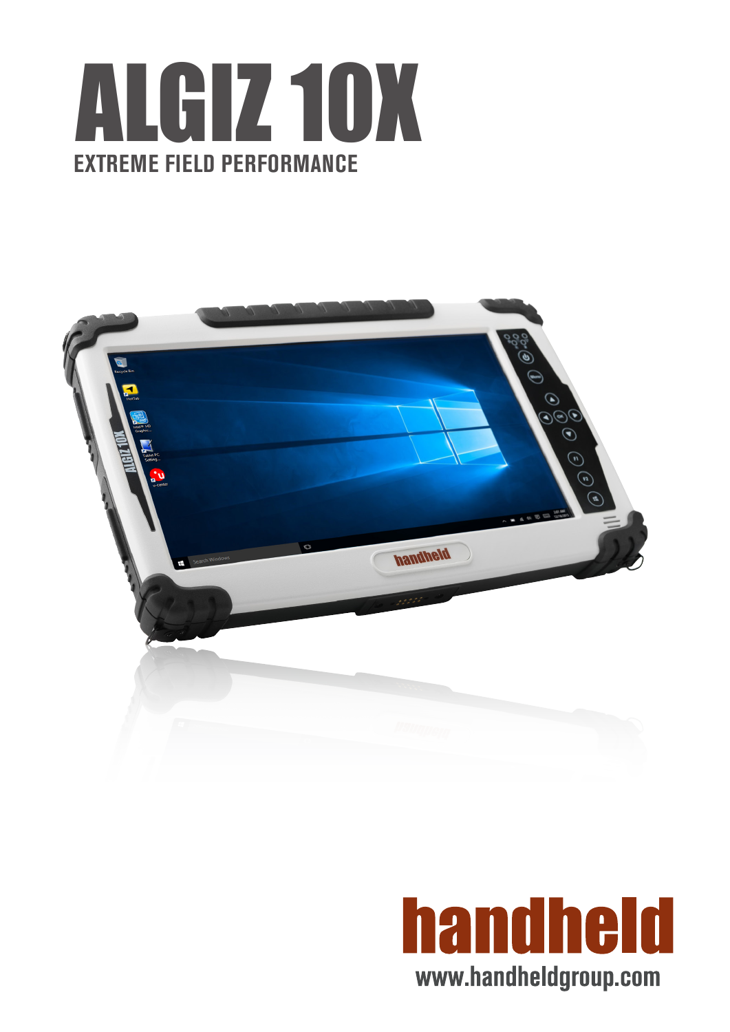# ALGIZ 10X

## EXTREME FIELD PERFORMANCE

handheld

www.handheldgroup.com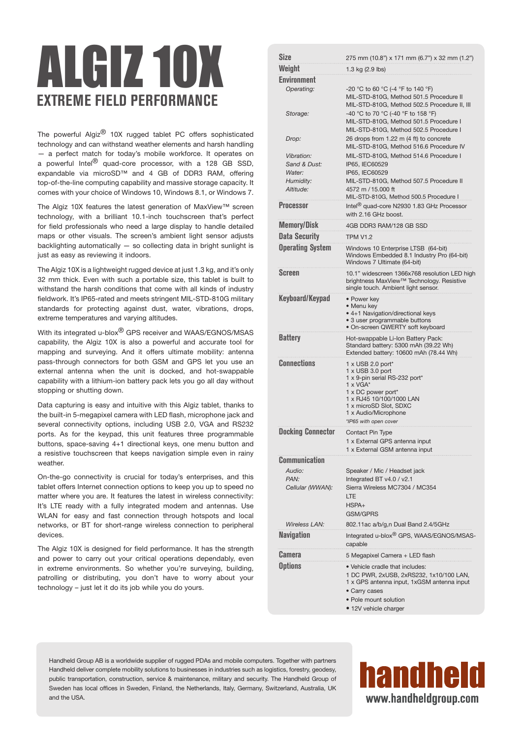# ALGIZ 10X

## EXTREME FIELD PERFORMANCE

The powerful Algiz® 10X rugged tablet PC offers sophisticated technology and can withstand weather elements and harsh handling — a perfect match for today's mobile workforce. It operates on a powerful Intel® quad-core processor, with a 128 GB SSD, expandable via microSD™ and 4 GB of DDR3 RAM, offering top-of-the-line computing capability and massive storage capacity. It comes with your choice of Windows 10, Windows 8.1, or Windows 7.

The Algiz 10X features the latest generation of MaxView™ screen technology, with a brilliant 10.1-inch touchscreen that's perfect for field professionals who need a large display to handle detailed maps or other visuals. The screen's ambient light sensor adjusts backlighting automatically — so collecting data in bright sunlight is just as easy as reviewing it indoors.

The Algiz 10X is a lightweight rugged device at just 1.3 kg, and it's only 32 mm thick. Even with such a portable size, this tablet is built to withstand the harsh conditions that come with all kinds of industry fieldwork. It's IP65-rated and meets stringent MIL-STD-810G military standards for protecting against dust, water, vibrations, drops, extreme temperatures and varying altitudes.

With its integrated u-blox® GPS receiver and WAAS/EGNOS/MSAS capability, the Algiz 10X is also a powerful and accurate tool for mapping and surveying. And it offers ultimate mobility: antenna pass-through connectors for both GSM and GPS let you use an external antenna when the unit is docked, and hot-swappable capability with a lithium-ion battery pack lets you go all day without stopping or shutting down.

Data capturing is easy and intuitive with this Algiz tablet, thanks to the built-in 5-megapixel camera with LED flash, microphone jack and several connectivity options, including USB 2.0, VGA and RS232 ports. As for the keypad, this unit features three programmable buttons, space-saving 4+1 directional keys, one menu button and a resistive touchscreen that keeps navigation simple even in rainy weather.

On-the-go connectivity is crucial for today's enterprises, and this tablet offers Internet connection options to keep you up to speed no matter where you are. It features the latest in wireless connectivity: It's LTE ready with a fully integrated modem and antennas. Use WLAN for easy and fast connection through hotspots and local networks, or BT for short-range wireless connection to peripheral devices.

The Algiz 10X is designed for field performance. It has the strength and power to carry out your critical operations dependably, even in extreme environments. So whether you're surveying, building, patrolling or distributing, you don't have to worry about your technology – just let it do its job while you do yours.

| | | |
|---|---|---|
| **Size** | | 275 mm (10.8") x 171 mm (6.7") x 32 mm (1.2") |
| **Weight** | | 1.3 kg (2.9 lbs) |
| **Environment** | *Operating:* | -20 °C to 60 °C (-4 °F to 140 °F)<br>MIL-STD-810G, Method 501.5 Procedure II<br>MIL-STD-810G, Method 502.5 Procedure II, III |
| | *Storage:* | -40 °C to 70 °C (-40 °F to 158 °F)<br>MIL-STD-810G, Method 501.5 Procedure I<br>MIL-STD-810G, Method 502.5 Procedure I |
| | *Drop:* | 26 drops from 1.22 m (4 ft) to concrete<br>MIL-STD-810G, Method 516.6 Procedure IV |
| | *Vibration:* | MIL-STD-810G, Method 514.6 Procedure I |
| | *Sand & Dust:* | IP65, IEC60529 |
| | *Water:* | IP65, IEC60529 |
| | *Humidity:* | MIL-STD-810G, Method 507.5 Procedure II |
| | *Altitude:* | 4572 m / 15.000 ft<br>MIL-STD-810G, Method 500.5 Procedure I |
| **Processor** | | Intel® quad-core N2930 1.83 GHz Processor with 2.16 GHz boost. |
| **Memory/Disk** | | 4GB DDR3 RAM/128 GB SSD |
| **Data Security** | | TPM V1.2 |
| **Operating System** | | Windows 10 Enterprise LTSB (64-bit)<br>Windows Embedded 8.1 Industry Pro (64-bit)<br>Windows 7 Ultimate (64-bit) |
| **Screen** | | 10.1" widescreen 1366x768 resolution LED high brightness MaxView™ Technology. Resistive single touch. Ambient light sensor. |
| **Keyboard/Keypad** | | • Power key<br>• Menu key<br>• 4+1 Navigation/directional keys<br>• 3 user programmable buttons<br>• On-screen QWERTY soft keyboard |
| **Battery** | | Hot-swappable Li-Ion Battery Pack:<br>Standard battery: 5300 mAh (39.22 Wh)<br>Extended battery: 10600 mAh (78.44 Wh) |
| **Connections** | | 1 x USB 2.0 port*<br>1 x USB 3.0 port<br>1 x 9-pin serial RS-232 port*<br>1 x VGA*<br>1 x DC power port*<br>1 x RJ45 10/100/1000 LAN<br>1 x microSD Slot, SDXC<br>1 x Audio/Microphone<br>*\*IP65 with open cover* |
| **Docking Connector** | | Contact Pin Type<br>1 x External GPS antenna input<br>1 x External GSM antenna input |
| **Communication** | *Audio:* | Speaker / Mic / Headset jack |
| | *PAN:* | Integrated BT v4.0 / v2.1 |
| | *Cellular (WWAN):* | Sierra Wireless MC7304 / MC354<br>LTE<br>HSPA+<br>GSM/GPRS |
| | *Wireless LAN:* | 802.11ac a/b/g,n Dual Band 2.4/5GHz |
| **Navigation** | | Integrated u-blox® GPS, WAAS/EGNOS/MSAS-capable |
| **Camera** | | 5 Megapixel Camera + LED flash |
| **Options** | | • Vehicle cradle that includes:<br>1 DC PWR, 2xUSB, 2xRS232, 1x10/100 LAN, 1 x GPS antenna input, 1xGSM antenna input<br>• Carry cases<br>• Pole mount solution<br>• 12V vehicle charger |

Handheld Group AB is a worldwide supplier of rugged PDAs and mobile computers. Together with partners Handheld deliver complete mobility solutions to businesses in industries such as logistics, forestry, geodesy, public transportation, construction, service & maintenance, military and security. The Handheld Group of Sweden has local offices in Sweden, Finland, the Netherlands, Italy, Germany, Switzerland, Australia, UK and the USA.

**handheld**
www.handheldgroup.com